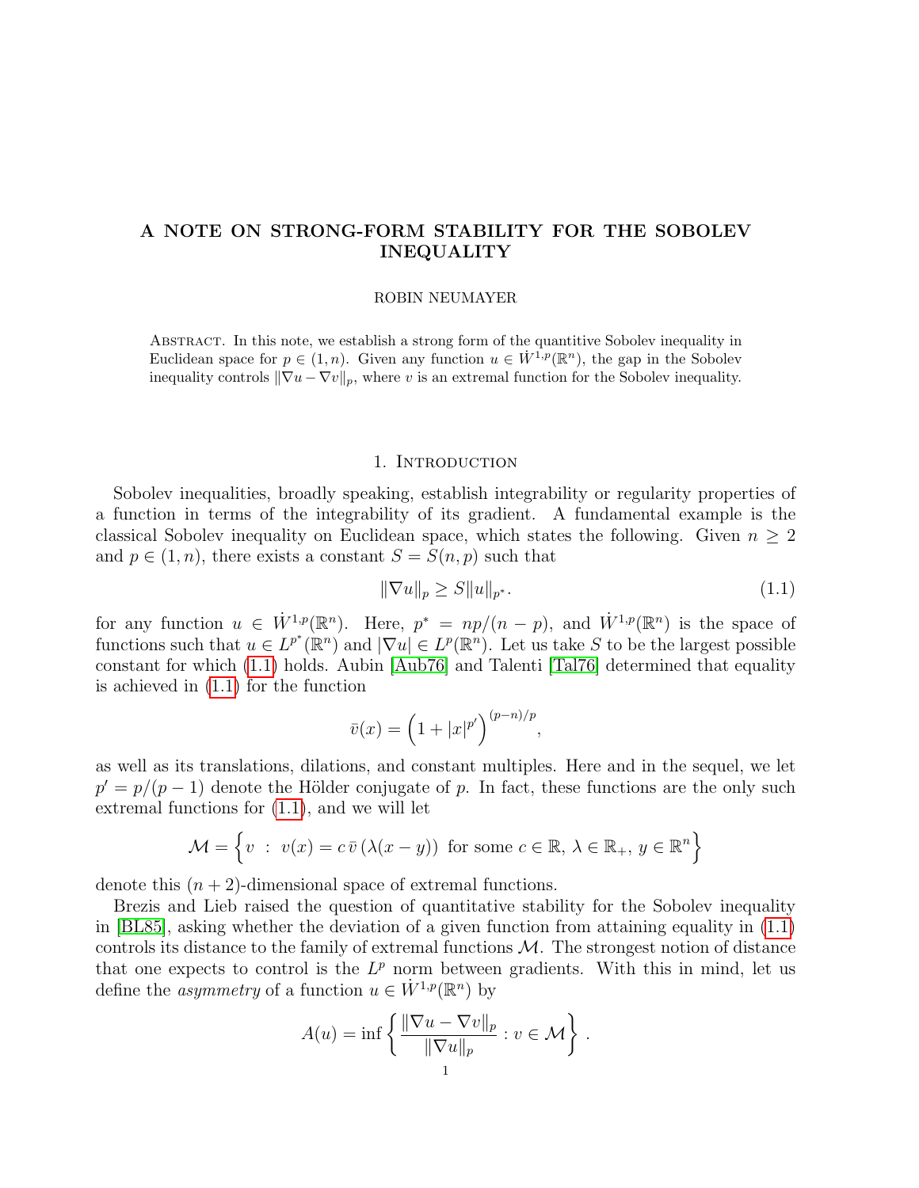# A NOTE ON STRONG-FORM STABILITY FOR THE SOBOLEV INEQUALITY

ROBIN NEUMAYER

Abstract. In this note, we establish a strong form of the quantitive Sobolev inequality in Euclidean space for $p \in (1, n)$. Given any function $u \in \dot{W}^{1,p}(\mathbb{R}^n)$, the gap in the Sobolev inequality controls $\|\nabla u - \nabla v\|_p$, where $v$ is an extremal function for the Sobolev inequality.

## 1. Introduction

Sobolev inequalities, broadly speaking, establish integrability or regularity properties of a function in terms of the integrability of its gradient. A fundamental example is the classical Sobolev inequality on Euclidean space, which states the following. Given $n \geq 2$ and $p \in (1, n)$, there exists a constant $S = S(n, p)$ such that

$$\|\nabla u\|_p \geq S\|u\|_{p^*}. \tag{1.1}$$

for any function $u \in \dot{W}^{1,p}(\mathbb{R}^n)$. Here, $p^* = np/(n-p)$, and $\dot{W}^{1,p}(\mathbb{R}^n)$ is the space of functions such that $u \in L^{p^*}(\mathbb{R}^n)$ and $|\nabla u| \in L^p(\mathbb{R}^n)$. Let us take $S$ to be the largest possible constant for which (1.1) holds. Aubin [Aub76] and Talenti [Tal76] determined that equality is achieved in (1.1) for the function

$$\bar{v}(x) = \left(1 + |x|^{p'}\right)^{(p-n)/p},$$

as well as its translations, dilations, and constant multiples. Here and in the sequel, we let $p' = p/(p-1)$ denote the Hölder conjugate of $p$. In fact, these functions are the only such extremal functions for (1.1), and we will let

$$\mathcal{M} = \left\{ v \;:\; v(x) = c\,\bar{v}\left(\lambda(x-y)\right) \text{ for some } c \in \mathbb{R},\, \lambda \in \mathbb{R}_+,\, y \in \mathbb{R}^n \right\}$$

denote this $(n+2)$-dimensional space of extremal functions.

Brezis and Lieb raised the question of quantitative stability for the Sobolev inequality in [BL85], asking whether the deviation of a given function from attaining equality in (1.1) controls its distance to the family of extremal functions $\mathcal{M}$. The strongest notion of distance that one expects to control is the $L^p$ norm between gradients. With this in mind, let us define the *asymmetry* of a function $u \in \dot{W}^{1,p}(\mathbb{R}^n)$ by

$$A(u) = \inf\left\{ \frac{\|\nabla u - \nabla v\|_p}{\|\nabla u\|_p} : v \in \mathcal{M} \right\}.$$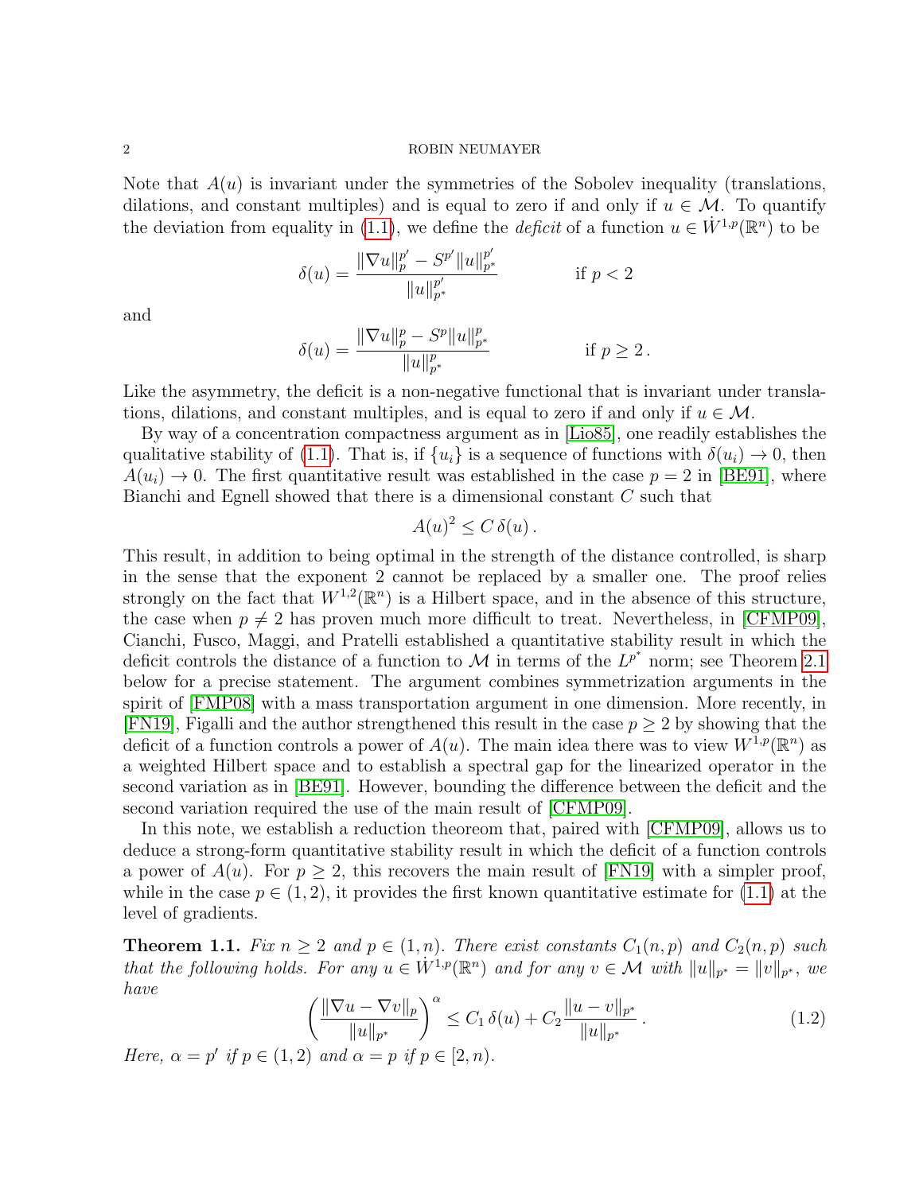Note that $A(u)$ is invariant under the symmetries of the Sobolev inequality (translations, dilations, and constant multiples) and is equal to zero if and only if $u \in \mathcal{M}$. To quantify the deviation from equality in (1.1), we define the *deficit* of a function $u \in \dot{W}^{1,p}(\mathbb{R}^n)$ to be

$$\delta(u) = \frac{\|\nabla u\|_p^{p'} - S^{p'}\|u\|_{p^*}^{p'}}{\|u\|_{p^*}^{p'}} \qquad\qquad \text{if } p < 2$$

and

$$\delta(u) = \frac{\|\nabla u\|_p^{p} - S^{p}\|u\|_{p^*}^{p}}{\|u\|_{p^*}^{p}} \qquad\qquad \text{if } p \geq 2\,.$$

Like the asymmetry, the deficit is a non-negative functional that is invariant under translations, dilations, and constant multiples, and is equal to zero if and only if $u \in \mathcal{M}$.

By way of a concentration compactness argument as in [Lio85], one readily establishes the qualitative stability of (1.1). That is, if $\{u_i\}$ is a sequence of functions with $\delta(u_i) \to 0$, then $A(u_i) \to 0$. The first quantitative result was established in the case $p = 2$ in [BE91], where Bianchi and Egnell showed that there is a dimensional constant $C$ such that

$$A(u)^2 \leq C\,\delta(u)\,.$$

This result, in addition to being optimal in the strength of the distance controlled, is sharp in the sense that the exponent 2 cannot be replaced by a smaller one. The proof relies strongly on the fact that $W^{1,2}(\mathbb{R}^n)$ is a Hilbert space, and in the absence of this structure, the case when $p \neq 2$ has proven much more difficult to treat. Nevertheless, in [CFMP09], Cianchi, Fusco, Maggi, and Pratelli established a quantitative stability result in which the deficit controls the distance of a function to $\mathcal{M}$ in terms of the $L^{p^*}$ norm; see Theorem 2.1 below for a precise statement. The argument combines symmetrization arguments in the spirit of [FMP08] with a mass transportation argument in one dimension. More recently, in [FN19], Figalli and the author strengthened this result in the case $p \geq 2$ by showing that the deficit of a function controls a power of $A(u)$. The main idea there was to view $W^{1,p}(\mathbb{R}^n)$ as a weighted Hilbert space and to establish a spectral gap for the linearized operator in the second variation as in [BE91]. However, bounding the difference between the deficit and the second variation required the use of the main result of [CFMP09].

In this note, we establish a reduction theoreom that, paired with [CFMP09], allows us to deduce a strong-form quantitative stability result in which the deficit of a function controls a power of $A(u)$. For $p \geq 2$, this recovers the main result of [FN19] with a simpler proof, while in the case $p \in (1, 2)$, it provides the first known quantitative estimate for (1.1) at the level of gradients.

**Theorem 1.1.** *Fix $n \geq 2$ and $p \in (1, n)$. There exist constants $C_1(n,p)$ and $C_2(n,p)$ such that the following holds. For any $u \in \dot{W}^{1,p}(\mathbb{R}^n)$ and for any $v \in \mathcal{M}$ with $\|u\|_{p^*} = \|v\|_{p^*}$, we have*

$$\left(\frac{\|\nabla u - \nabla v\|_p}{\|u\|_{p^*}}\right)^{\alpha} \leq C_1\,\delta(u) + C_2\frac{\|u - v\|_{p^*}}{\|u\|_{p^*}}\,. \tag{1.2}$$

*Here, $\alpha = p'$ if $p \in (1, 2)$ and $\alpha = p$ if $p \in [2, n)$.*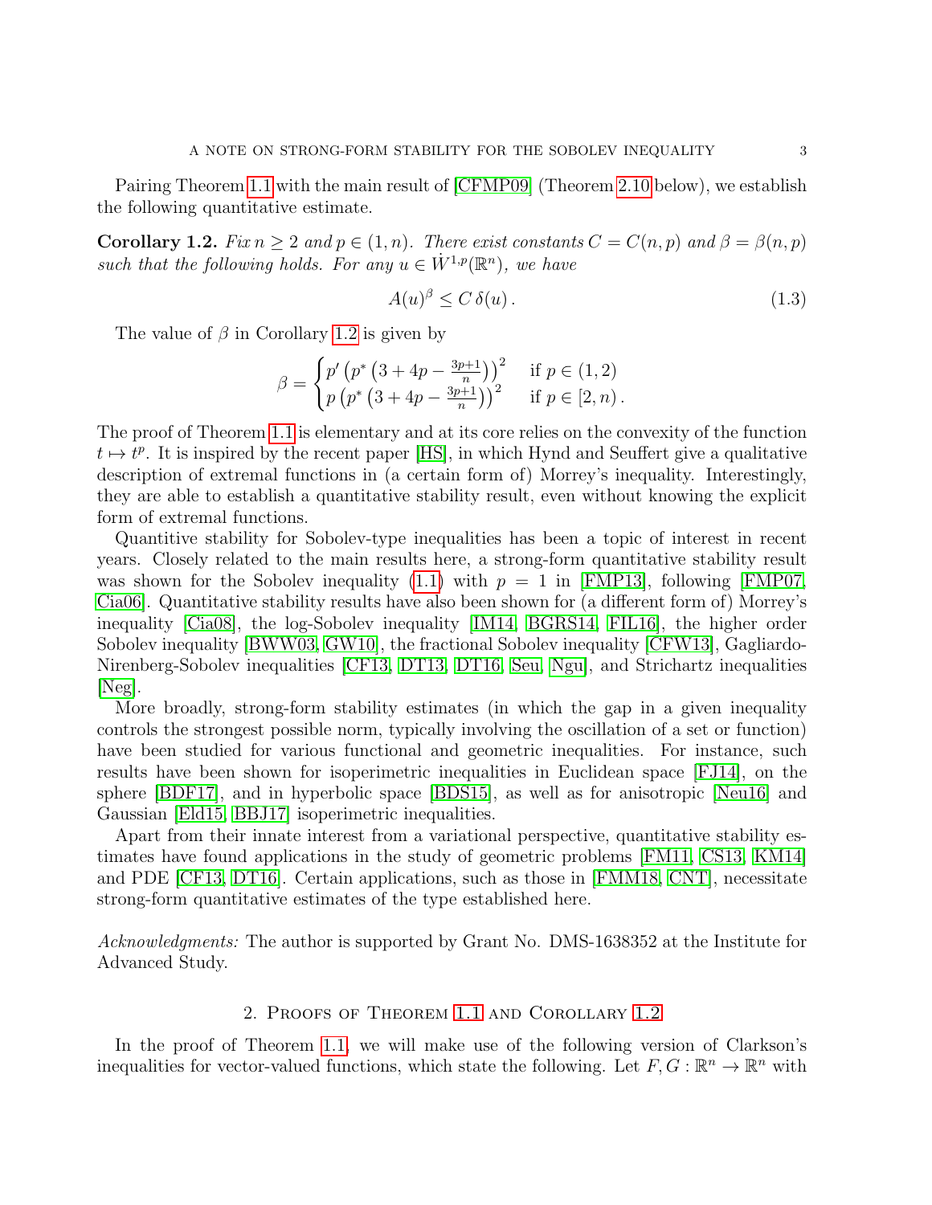Pairing Theorem 1.1 with the main result of [CFMP09] (Theorem 2.10 below), we establish the following quantitative estimate.

**Corollary 1.2.** *Fix $n \geq 2$ and $p \in (1, n)$. There exist constants $C = C(n,p)$ and $\beta = \beta(n,p)$ such that the following holds. For any $u \in \dot{W}^{1,p}(\mathbb{R}^n)$, we have*

$$A(u)^\beta \leq C\,\delta(u)\,. \tag{1.3}$$

The value of $\beta$ in Corollary 1.2 is given by

$$\beta = \begin{cases} p'\left(p^*\left(3 + 4p - \frac{3p+1}{n}\right)\right)^2 & \text{if } p \in (1,2) \\ p\left(p^*\left(3 + 4p - \frac{3p+1}{n}\right)\right)^2 & \text{if } p \in [2,n)\,. \end{cases}$$

The proof of Theorem 1.1 is elementary and at its core relies on the convexity of the function $t \mapsto t^p$. It is inspired by the recent paper [HS], in which Hynd and Seuffert give a qualitative description of extremal functions in (a certain form of) Morrey's inequality. Interestingly, they are able to establish a quantitative stability result, even without knowing the explicit form of extremal functions.

Quantitive stability for Sobolev-type inequalities has been a topic of interest in recent years. Closely related to the main results here, a strong-form quantitative stability result was shown for the Sobolev inequality (1.1) with $p = 1$ in [FMP13], following [FMP07, Cia06]. Quantitative stability results have also been shown for (a different form of) Morrey's inequality [Cia08], the log-Sobolev inequality [IM14, BGRS14, FIL16], the higher order Sobolev inequality [BWW03, GW10], the fractional Sobolev inequality [CFW13], Gagliardo-Nirenberg-Sobolev inequalities [CF13, DT13, DT16, Seu, Ngu], and Strichartz inequalities [Neg].

More broadly, strong-form stability estimates (in which the gap in a given inequality controls the strongest possible norm, typically involving the oscillation of a set or function) have been studied for various functional and geometric inequalities. For instance, such results have been shown for isoperimetric inequalities in Euclidean space [FJ14], on the sphere [BDF17], and in hyperbolic space [BDS15], as well as for anisotropic [Neu16] and Gaussian [Eld15, BBJ17] isoperimetric inequalities.

Apart from their innate interest from a variational perspective, quantitative stability estimates have found applications in the study of geometric problems [FM11, CS13, KM14] and PDE [CF13, DT16]. Certain applications, such as those in [FMM18, CNT], necessitate strong-form quantitative estimates of the type established here.

*Acknowledgments:* The author is supported by Grant No. DMS-1638352 at the Institute for Advanced Study.

## 2. Proofs of Theorem 1.1 and Corollary 1.2

In the proof of Theorem 1.1, we will make use of the following version of Clarkson's inequalities for vector-valued functions, which state the following. Let $F, G : \mathbb{R}^n \to \mathbb{R}^n$ with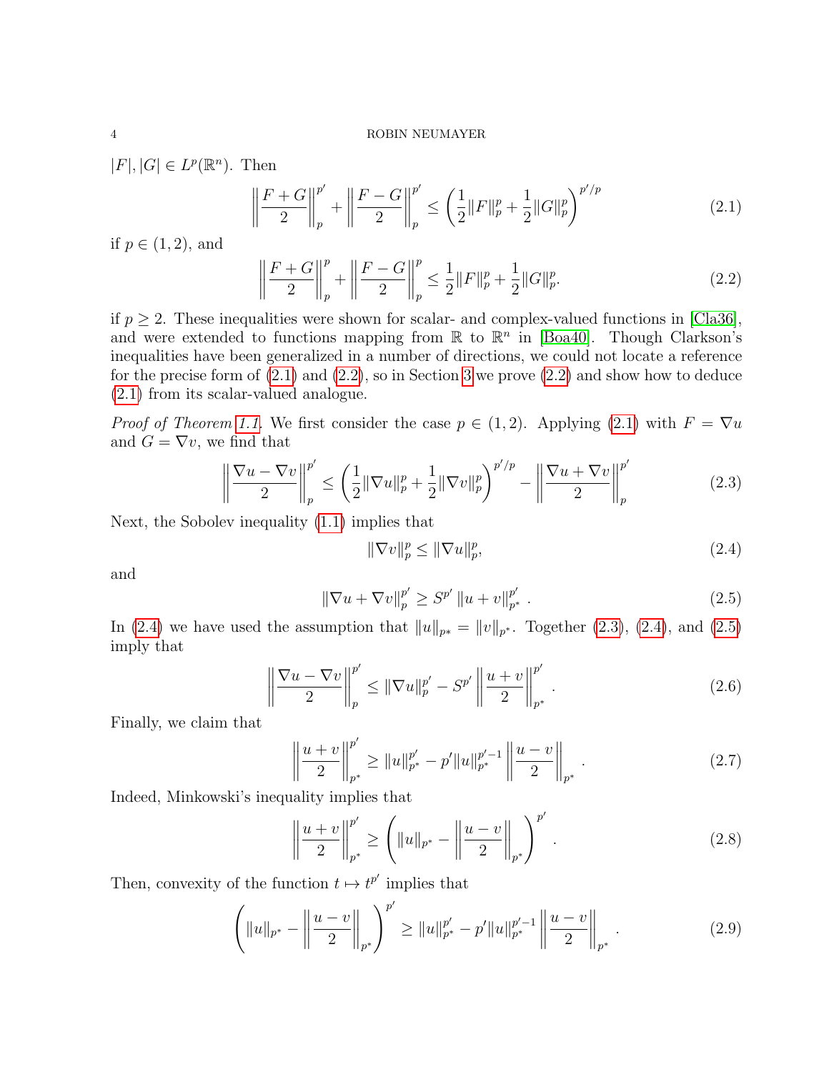$|F|, |G| \in L^p(\mathbb{R}^n)$. Then

$$\left\| \frac{F+G}{2} \right\|_p^{p'} + \left\| \frac{F-G}{2} \right\|_p^{p'} \leq \left( \frac{1}{2}\|F\|_p^p + \frac{1}{2}\|G\|_p^p \right)^{p'/p} \tag{2.1}$$

if $p \in (1,2)$, and

$$\left\| \frac{F+G}{2} \right\|_p^{p} + \left\| \frac{F-G}{2} \right\|_p^{p} \leq \frac{1}{2}\|F\|_p^p + \frac{1}{2}\|G\|_p^p. \tag{2.2}$$

if $p \geq 2$. These inequalities were shown for scalar- and complex-valued functions in [Cla36], and were extended to functions mapping from $\mathbb{R}$ to $\mathbb{R}^n$ in [Boa40]. Though Clarkson's inequalities have been generalized in a number of directions, we could not locate a reference for the precise form of (2.1) and (2.2), so in Section 3 we prove (2.2) and show how to deduce (2.1) from its scalar-valued analogue.

*Proof of Theorem 1.1.* We first consider the case $p \in (1,2)$. Applying (2.1) with $F = \nabla u$ and $G = \nabla v$, we find that

$$\left\| \frac{\nabla u - \nabla v}{2} \right\|_p^{p'} \leq \left( \frac{1}{2}\|\nabla u\|_p^p + \frac{1}{2}\|\nabla v\|_p^p \right)^{p'/p} - \left\| \frac{\nabla u + \nabla v}{2} \right\|_p^{p'} \tag{2.3}$$

Next, the Sobolev inequality (1.1) implies that

$$\|\nabla v\|_p^p \leq \|\nabla u\|_p^p, \tag{2.4}$$

and

$$\|\nabla u + \nabla v\|_p^{p'} \geq S^{p'} \, \|u + v\|_{p^*}^{p'} \, . \tag{2.5}$$

In (2.4) we have used the assumption that $\|u\|_{p*} = \|v\|_{p^*}$. Together (2.3), (2.4), and (2.5) imply that

$$\left\| \frac{\nabla u - \nabla v}{2} \right\|_p^{p'} \leq \|\nabla u\|_p^{p'} - S^{p'} \left\| \frac{u+v}{2} \right\|_{p^*}^{p'} . \tag{2.6}$$

Finally, we claim that

$$\left\| \frac{u+v}{2} \right\|_{p^*}^{p'} \geq \|u\|_{p^*}^{p'} - p' \|u\|_{p^*}^{p'-1} \left\| \frac{u-v}{2} \right\|_{p^*} . \tag{2.7}$$

Indeed, Minkowski's inequality implies that

$$\left\| \frac{u+v}{2} \right\|_{p^*}^{p'} \geq \left( \|u\|_{p^*} - \left\| \frac{u-v}{2} \right\|_{p^*} \right)^{p'} . \tag{2.8}$$

Then, convexity of the function $t \mapsto t^{p'}$ implies that

$$\left( \|u\|_{p^*} - \left\| \frac{u-v}{2} \right\|_{p^*} \right)^{p'} \geq \|u\|_{p^*}^{p'} - p' \|u\|_{p^*}^{p'-1} \left\| \frac{u-v}{2} \right\|_{p^*} . \tag{2.9}$$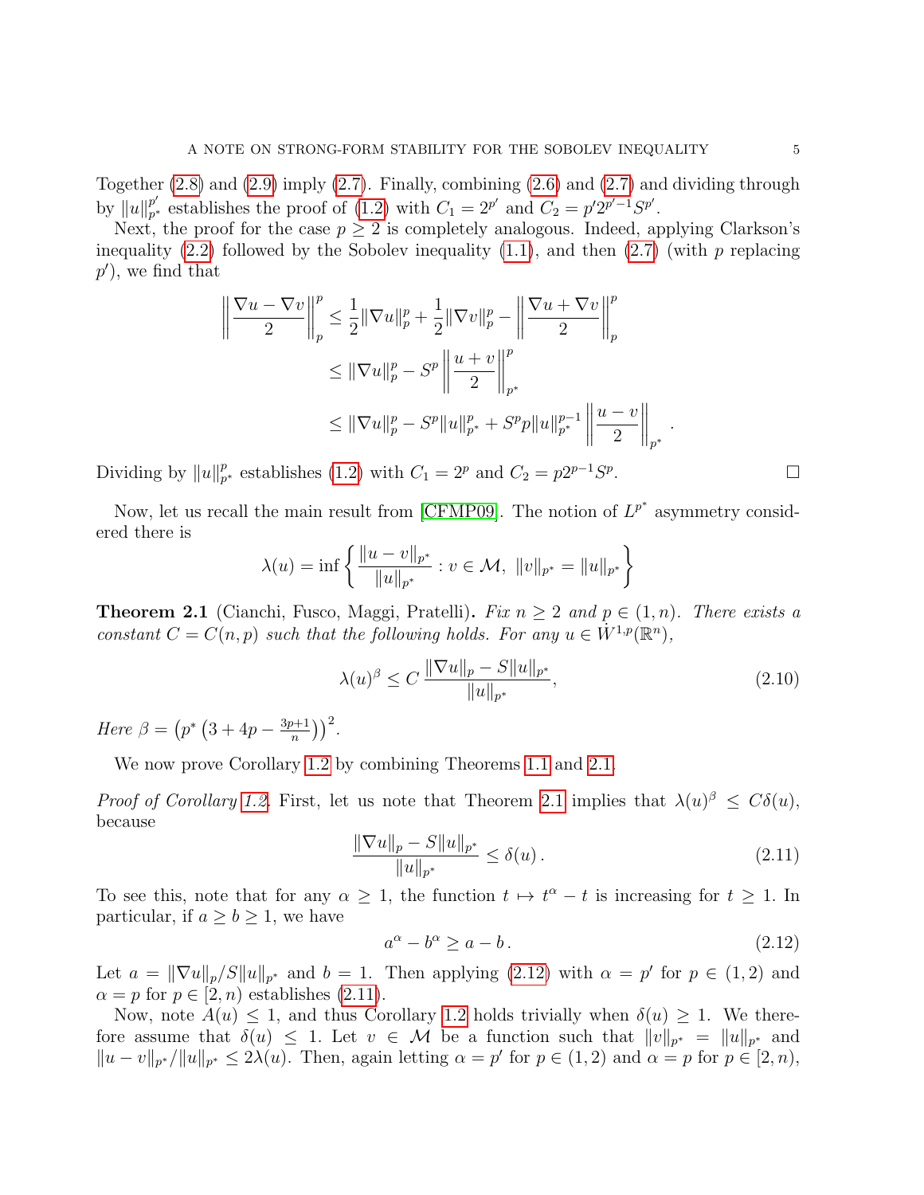Together (2.8) and (2.9) imply (2.7). Finally, combining (2.6) and (2.7) and dividing through by $\|u\|_{p^*}^{p'}$ establishes the proof of (1.2) with $C_1 = 2^{p'}$ and $C_2 = p' 2^{p'-1} S^{p'}$.

Next, the proof for the case $p \geq 2$ is completely analogous. Indeed, applying Clarkson's inequality (2.2) followed by the Sobolev inequality (1.1), and then (2.7) (with $p$ replacing $p'$), we find that

$$
\begin{aligned}
\left\| \frac{\nabla u - \nabla v}{2} \right\|_p^p &\leq \frac{1}{2}\|\nabla u\|_p^p + \frac{1}{2}\|\nabla v\|_p^p - \left\| \frac{\nabla u + \nabla v}{2} \right\|_p^p \\
&\leq \|\nabla u\|_p^p - S^p \left\| \frac{u+v}{2} \right\|_{p^*}^p \\
&\leq \|\nabla u\|_p^p - S^p \|u\|_{p^*}^p + S^p p \|u\|_{p^*}^{p-1} \left\| \frac{u-v}{2} \right\|_{p^*}.
\end{aligned}
$$

Dividing by $\|u\|_{p^*}^p$ establishes (1.2) with $C_1 = 2^p$ and $C_2 = p 2^{p-1} S^p$. $\square$

Now, let us recall the main result from [CFMP09]. The notion of $L^{p^*}$ asymmetry considered there is

$$
\lambda(u) = \inf \left\{ \frac{\|u - v\|_{p^*}}{\|u\|_{p^*}} : v \in \mathcal{M},\ \|v\|_{p^*} = \|u\|_{p^*} \right\}
$$

**Theorem 2.1** (Cianchi, Fusco, Maggi, Pratelli)**.** *Fix $n \geq 2$ and $p \in (1, n)$. There exists a constant $C = C(n,p)$ such that the following holds. For any $u \in \dot{W}^{1,p}(\mathbb{R}^n)$,*

$$
\lambda(u)^\beta \leq C \, \frac{\|\nabla u\|_p - S\|u\|_{p^*}}{\|u\|_{p^*}}, \tag{2.10}
$$

*Here $\beta = \left(p^* \left(3 + 4p - \frac{3p+1}{n}\right)\right)^2$.*

We now prove Corollary 1.2 by combining Theorems 1.1 and 2.1.

*Proof of Corollary 1.2.* First, let us note that Theorem 2.1 implies that $\lambda(u)^\beta \leq C\delta(u)$, because

$$
\frac{\|\nabla u\|_p - S\|u\|_{p^*}}{\|u\|_{p^*}} \leq \delta(u) \,. \tag{2.11}
$$

To see this, note that for any $\alpha \geq 1$, the function $t \mapsto t^\alpha - t$ is increasing for $t \geq 1$. In particular, if $a \geq b \geq 1$, we have

$$
a^\alpha - b^\alpha \geq a - b \,. \tag{2.12}
$$

Let $a = \|\nabla u\|_p / S\|u\|_{p^*}$ and $b = 1$. Then applying (2.12) with $\alpha = p'$ for $p \in (1,2)$ and $\alpha = p$ for $p \in [2, n)$ establishes (2.11).

Now, note $A(u) \leq 1$, and thus Corollary 1.2 holds trivially when $\delta(u) \geq 1$. We therefore assume that $\delta(u) \leq 1$. Let $v \in \mathcal{M}$ be a function such that $\|v\|_{p^*} = \|u\|_{p^*}$ and $\|u - v\|_{p^*}/\|u\|_{p^*} \leq 2\lambda(u)$. Then, again letting $\alpha = p'$ for $p \in (1,2)$ and $\alpha = p$ for $p \in [2,n)$,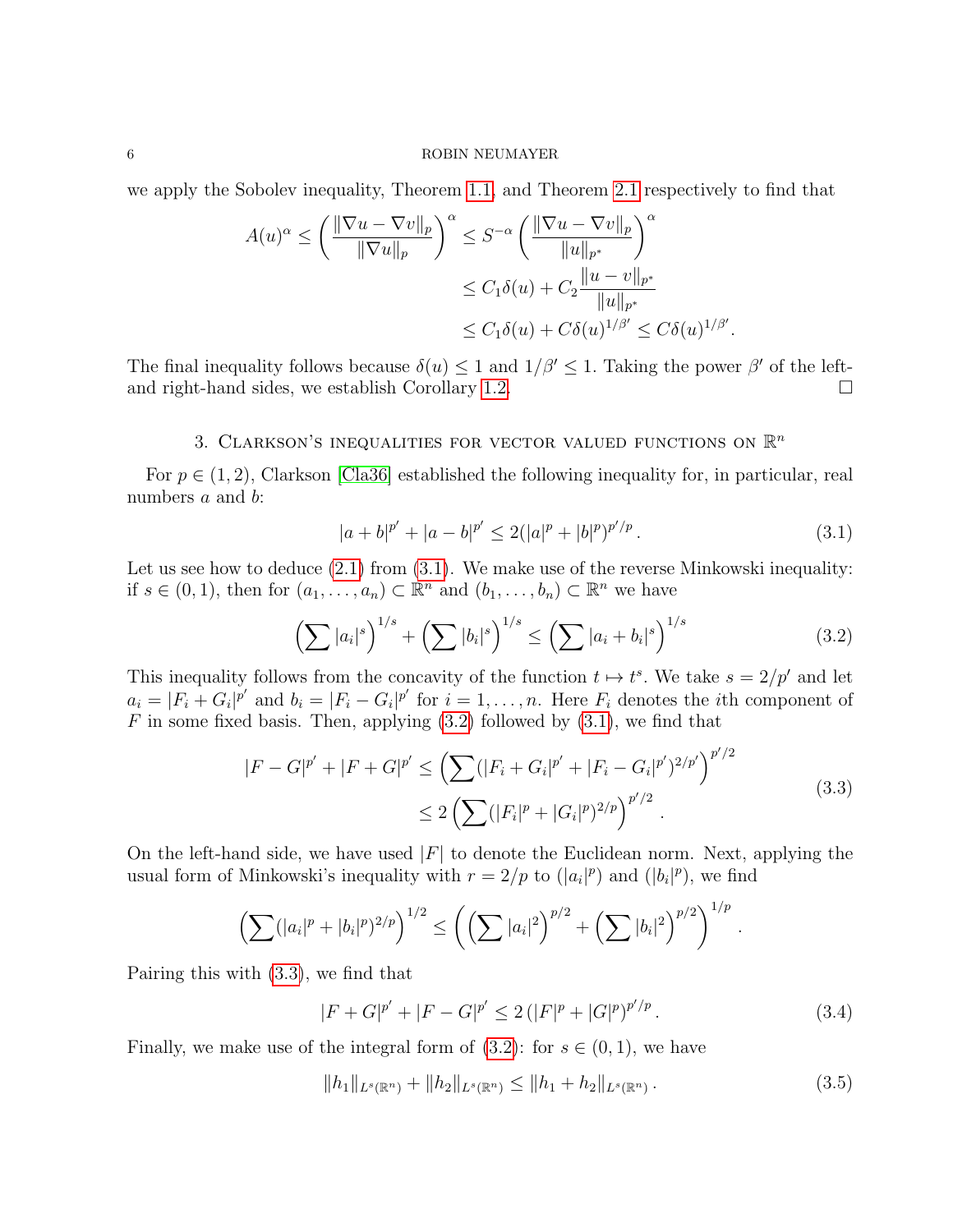we apply the Sobolev inequality, Theorem 1.1, and Theorem 2.1 respectively to find that

$$
\begin{aligned}
A(u)^\alpha \leq \left( \frac{\|\nabla u - \nabla v\|_p}{\|\nabla u\|_p} \right)^\alpha &\leq S^{-\alpha} \left( \frac{\|\nabla u - \nabla v\|_p}{\|u\|_{p^*}} \right)^\alpha \\
&\leq C_1 \delta(u) + C_2 \frac{\|u - v\|_{p^*}}{\|u\|_{p^*}} \\
&\leq C_1 \delta(u) + C\delta(u)^{1/\beta'} \leq C\delta(u)^{1/\beta'}.
\end{aligned}
$$

The final inequality follows because $\delta(u) \leq 1$ and $1/\beta' \leq 1$. Taking the power $\beta'$ of the left- and right-hand sides, we establish Corollary 1.2. $\square$

## 3. Clarkson's inequalities for vector valued functions on $\mathbb{R}^n$

For $p \in (1, 2)$, Clarkson [Cla36] established the following inequality for, in particular, real numbers $a$ and $b$:

$$
|a + b|^{p'} + |a - b|^{p'} \leq 2(|a|^p + |b|^p)^{p'/p}. \tag{3.1}
$$

Let us see how to deduce (2.1) from (3.1). We make use of the reverse Minkowski inequality: if $s \in (0, 1)$, then for $(a_1, \ldots, a_n) \subset \mathbb{R}^n$ and $(b_1, \ldots, b_n) \subset \mathbb{R}^n$ we have

$$
\left( \sum |a_i|^s \right)^{1/s} + \left( \sum |b_i|^s \right)^{1/s} \leq \left( \sum |a_i + b_i|^s \right)^{1/s} \tag{3.2}
$$

This inequality follows from the concavity of the function $t \mapsto t^s$. We take $s = 2/p'$ and let $a_i = |F_i + G_i|^{p'}$ and $b_i = |F_i - G_i|^{p'}$ for $i = 1, \ldots, n$. Here $F_i$ denotes the $i$th component of $F$ in some fixed basis. Then, applying (3.2) followed by (3.1), we find that

$$
\begin{aligned}
|F - G|^{p'} + |F + G|^{p'} &\leq \left( \sum (|F_i + G_i|^{p'} + |F_i - G_i|^{p'})^{2/p'} \right)^{p'/2} \\
&\leq 2 \left( \sum (|F_i|^p + |G_i|^p)^{2/p} \right)^{p'/2}.
\end{aligned} \tag{3.3}
$$

On the left-hand side, we have used $|F|$ to denote the Euclidean norm. Next, applying the usual form of Minkowski's inequality with $r = 2/p$ to $(|a_i|^p)$ and $(|b_i|^p)$, we find

$$
\left( \sum (|a_i|^p + |b_i|^p)^{2/p} \right)^{1/2} \leq \left( \left( \sum |a_i|^2 \right)^{p/2} + \left( \sum |b_i|^2 \right)^{p/2} \right)^{1/p}.
$$

Pairing this with (3.3), we find that

$$
|F + G|^{p'} + |F - G|^{p'} \leq 2 \left( |F|^p + |G|^p \right)^{p'/p}. \tag{3.4}
$$

Finally, we make use of the integral form of (3.2): for $s \in (0, 1)$, we have

$$
\|h_1\|_{L^s(\mathbb{R}^n)} + \|h_2\|_{L^s(\mathbb{R}^n)} \leq \|h_1 + h_2\|_{L^s(\mathbb{R}^n)}. \tag{3.5}
$$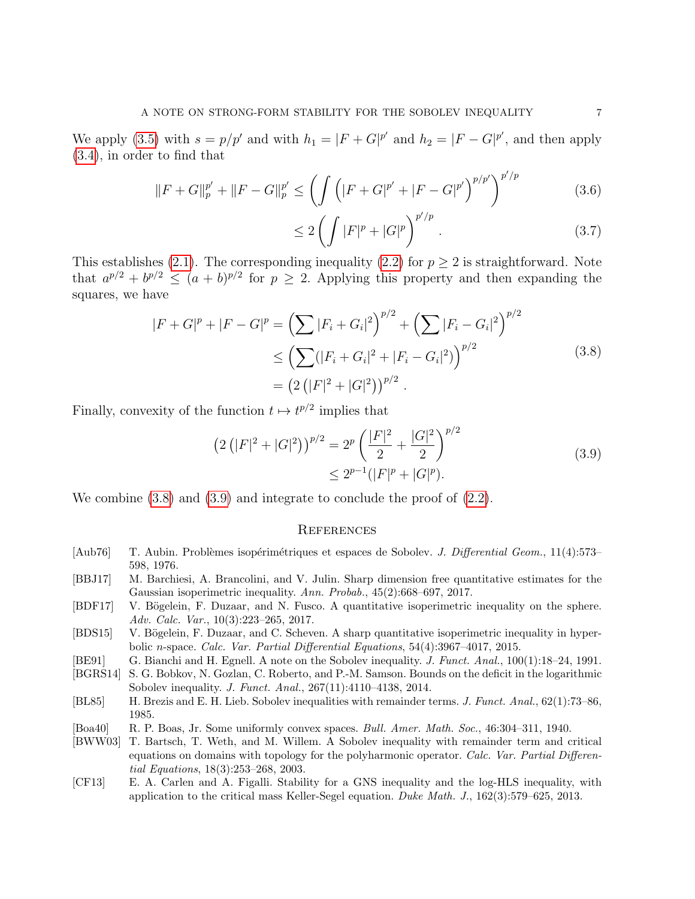We apply (3.5) with $s = p/p'$ and with $h_1 = |F+G|^{p'}$ and $h_2 = |F-G|^{p'}$, and then apply (3.4), in order to find that

$$\|F+G\|_p^{p'} + \|F-G\|_p^{p'} \leq \left( \int \left( |F+G|^{p'} + |F-G|^{p'} \right)^{p/p'} \right)^{p'/p} \tag{3.6}$$

$$\leq 2 \left( \int |F|^p + |G|^p \right)^{p'/p} . \tag{3.7}$$

This establishes (2.1). The corresponding inequality (2.2) for $p \geq 2$ is straightforward. Note that $a^{p/2} + b^{p/2} \leq (a+b)^{p/2}$ for $p \geq 2$. Applying this property and then expanding the squares, we have

$$\begin{aligned}
|F+G|^p + |F-G|^p &= \left( \sum |F_i + G_i|^2 \right)^{p/2} + \left( \sum |F_i - G_i|^2 \right)^{p/2} \\
&\leq \left( \sum (|F_i + G_i|^2 + |F_i - G_i|^2) \right)^{p/2} \\
&= \left( 2 \left( |F|^2 + |G|^2 \right) \right)^{p/2} .
\end{aligned} \tag{3.8}$$

Finally, convexity of the function $t \mapsto t^{p/2}$ implies that

$$\begin{aligned}
\left( 2 \left( |F|^2 + |G|^2 \right) \right)^{p/2} &= 2^p \left( \frac{|F|^2}{2} + \frac{|G|^2}{2} \right)^{p/2} \\
&\leq 2^{p-1} (|F|^p + |G|^p).
\end{aligned} \tag{3.9}$$

We combine (3.8) and (3.9) and integrate to conclude the proof of (2.2).

## References

[Aub76] T. Aubin. Problèmes isopérimétriques et espaces de Sobolev. *J. Differential Geom.*, 11(4):573–598, 1976.

[BBJ17] M. Barchiesi, A. Brancolini, and V. Julin. Sharp dimension free quantitative estimates for the Gaussian isoperimetric inequality. *Ann. Probab.*, 45(2):668–697, 2017.

[BDF17] V. Bögelein, F. Duzaar, and N. Fusco. A quantitative isoperimetric inequality on the sphere. *Adv. Calc. Var.*, 10(3):223–265, 2017.

[BDS15] V. Bögelein, F. Duzaar, and C. Scheven. A sharp quantitative isoperimetric inequality in hyperbolic $n$-space. *Calc. Var. Partial Differential Equations*, 54(4):3967–4017, 2015.

[BE91] G. Bianchi and H. Egnell. A note on the Sobolev inequality. *J. Funct. Anal.*, 100(1):18–24, 1991.

[BGRS14] S. G. Bobkov, N. Gozlan, C. Roberto, and P.-M. Samson. Bounds on the deficit in the logarithmic Sobolev inequality. *J. Funct. Anal.*, 267(11):4110–4138, 2014.

[BL85] H. Brezis and E. H. Lieb. Sobolev inequalities with remainder terms. *J. Funct. Anal.*, 62(1):73–86, 1985.

[Boa40] R. P. Boas, Jr. Some uniformly convex spaces. *Bull. Amer. Math. Soc.*, 46:304–311, 1940.

[BWW03] T. Bartsch, T. Weth, and M. Willem. A Sobolev inequality with remainder term and critical equations on domains with topology for the polyharmonic operator. *Calc. Var. Partial Differential Equations*, 18(3):253–268, 2003.

[CF13] E. A. Carlen and A. Figalli. Stability for a GNS inequality and the log-HLS inequality, with application to the critical mass Keller-Segel equation. *Duke Math. J.*, 162(3):579–625, 2013.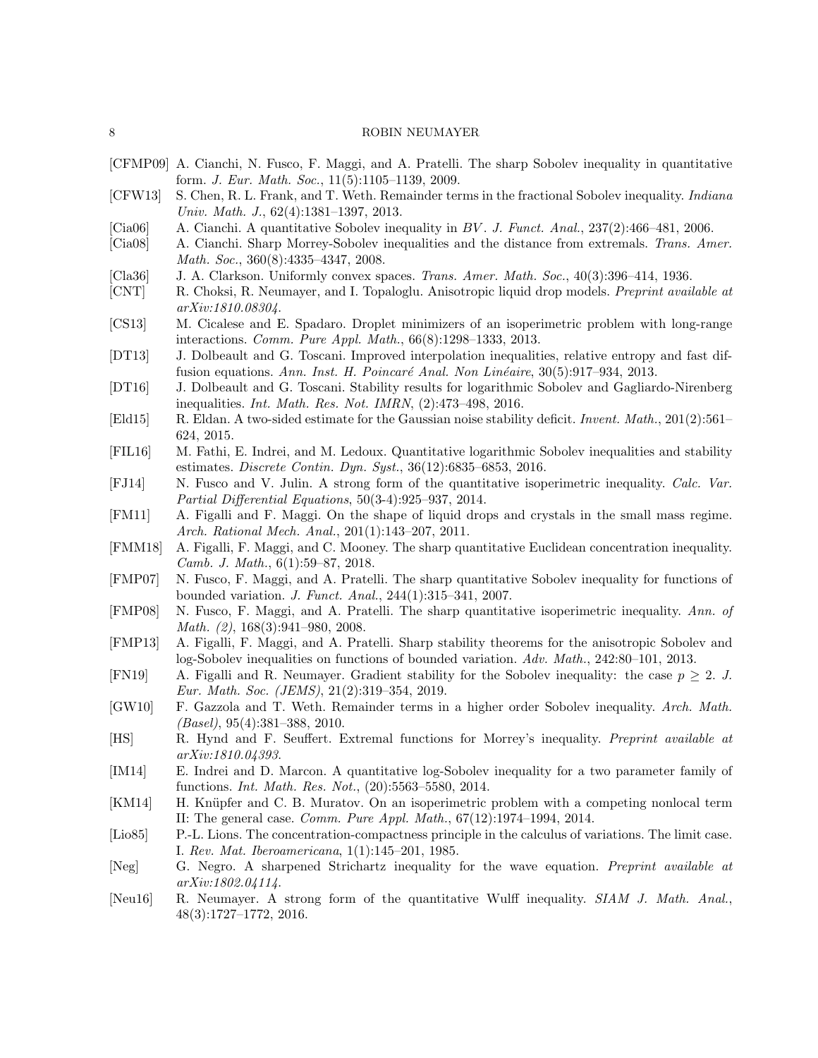[CFMP09] A. Cianchi, N. Fusco, F. Maggi, and A. Pratelli. The sharp Sobolev inequality in quantitative form. *J. Eur. Math. Soc.*, 11(5):1105–1139, 2009.

[CFW13] S. Chen, R. L. Frank, and T. Weth. Remainder terms in the fractional Sobolev inequality. *Indiana Univ. Math. J.*, 62(4):1381–1397, 2013.

[Cia06] A. Cianchi. A quantitative Sobolev inequality in $BV$. *J. Funct. Anal.*, 237(2):466–481, 2006.

[Cia08] A. Cianchi. Sharp Morrey-Sobolev inequalities and the distance from extremals. *Trans. Amer. Math. Soc.*, 360(8):4335–4347, 2008.

[Cla36] J. A. Clarkson. Uniformly convex spaces. *Trans. Amer. Math. Soc.*, 40(3):396–414, 1936.

[CNT] R. Choksi, R. Neumayer, and I. Topaloglu. Anisotropic liquid drop models. *Preprint available at arXiv:1810.08304.*

[CS13] M. Cicalese and E. Spadaro. Droplet minimizers of an isoperimetric problem with long-range interactions. *Comm. Pure Appl. Math.*, 66(8):1298–1333, 2013.

[DT13] J. Dolbeault and G. Toscani. Improved interpolation inequalities, relative entropy and fast diffusion equations. *Ann. Inst. H. Poincaré Anal. Non Linéaire*, 30(5):917–934, 2013.

[DT16] J. Dolbeault and G. Toscani. Stability results for logarithmic Sobolev and Gagliardo-Nirenberg inequalities. *Int. Math. Res. Not. IMRN*, (2):473–498, 2016.

[Eld15] R. Eldan. A two-sided estimate for the Gaussian noise stability deficit. *Invent. Math.*, 201(2):561–624, 2015.

[FIL16] M. Fathi, E. Indrei, and M. Ledoux. Quantitative logarithmic Sobolev inequalities and stability estimates. *Discrete Contin. Dyn. Syst.*, 36(12):6835–6853, 2016.

[FJ14] N. Fusco and V. Julin. A strong form of the quantitative isoperimetric inequality. *Calc. Var. Partial Differential Equations*, 50(3-4):925–937, 2014.

[FM11] A. Figalli and F. Maggi. On the shape of liquid drops and crystals in the small mass regime. *Arch. Rational Mech. Anal.*, 201(1):143–207, 2011.

[FMM18] A. Figalli, F. Maggi, and C. Mooney. The sharp quantitative Euclidean concentration inequality. *Camb. J. Math.*, 6(1):59–87, 2018.

[FMP07] N. Fusco, F. Maggi, and A. Pratelli. The sharp quantitative Sobolev inequality for functions of bounded variation. *J. Funct. Anal.*, 244(1):315–341, 2007.

[FMP08] N. Fusco, F. Maggi, and A. Pratelli. The sharp quantitative isoperimetric inequality. *Ann. of Math. (2)*, 168(3):941–980, 2008.

[FMP13] A. Figalli, F. Maggi, and A. Pratelli. Sharp stability theorems for the anisotropic Sobolev and log-Sobolev inequalities on functions of bounded variation. *Adv. Math.*, 242:80–101, 2013.

[FN19] A. Figalli and R. Neumayer. Gradient stability for the Sobolev inequality: the case $p \geq 2$. *J. Eur. Math. Soc. (JEMS)*, 21(2):319–354, 2019.

[GW10] F. Gazzola and T. Weth. Remainder terms in a higher order Sobolev inequality. *Arch. Math. (Basel)*, 95(4):381–388, 2010.

[HS] R. Hynd and F. Seuffert. Extremal functions for Morrey's inequality. *Preprint available at arXiv:1810.04393.*

[IM14] E. Indrei and D. Marcon. A quantitative log-Sobolev inequality for a two parameter family of functions. *Int. Math. Res. Not.*, (20):5563–5580, 2014.

[KM14] H. Knüpfer and C. B. Muratov. On an isoperimetric problem with a competing nonlocal term II: The general case. *Comm. Pure Appl. Math.*, 67(12):1974–1994, 2014.

[Lio85] P.-L. Lions. The concentration-compactness principle in the calculus of variations. The limit case. I. *Rev. Mat. Iberoamericana*, 1(1):145–201, 1985.

[Neg] G. Negro. A sharpened Strichartz inequality for the wave equation. *Preprint available at arXiv:1802.04114.*

[Neu16] R. Neumayer. A strong form of the quantitative Wulff inequality. *SIAM J. Math. Anal.*, 48(3):1727–1772, 2016.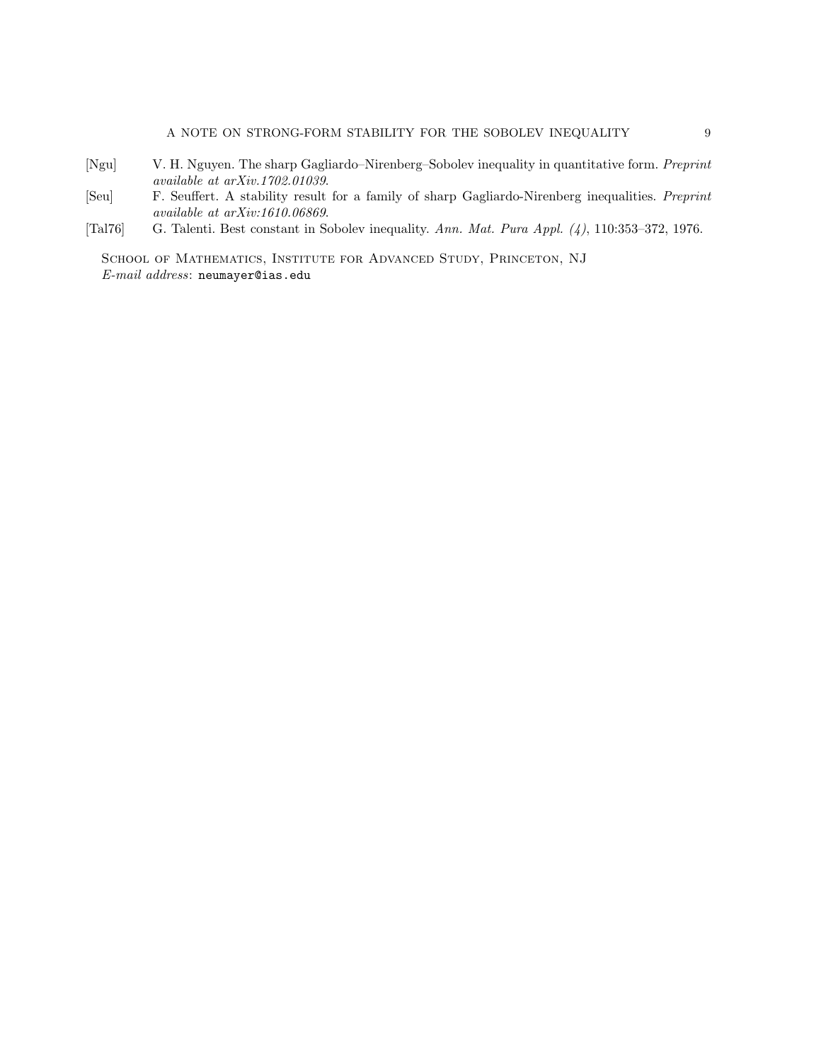[Ngu] V. H. Nguyen. The sharp Gagliardo–Nirenberg–Sobolev inequality in quantitative form. *Preprint available at arXiv.1702.01039*.

[Seu] F. Seuffert. A stability result for a family of sharp Gagliardo-Nirenberg inequalities. *Preprint available at arXiv:1610.06869*.

[Tal76] G. Talenti. Best constant in Sobolev inequality. *Ann. Mat. Pura Appl. (4)*, 110:353–372, 1976.

School of Mathematics, Institute for Advanced Study, Princeton, NJ
*E-mail address*: `neumayer@ias.edu`